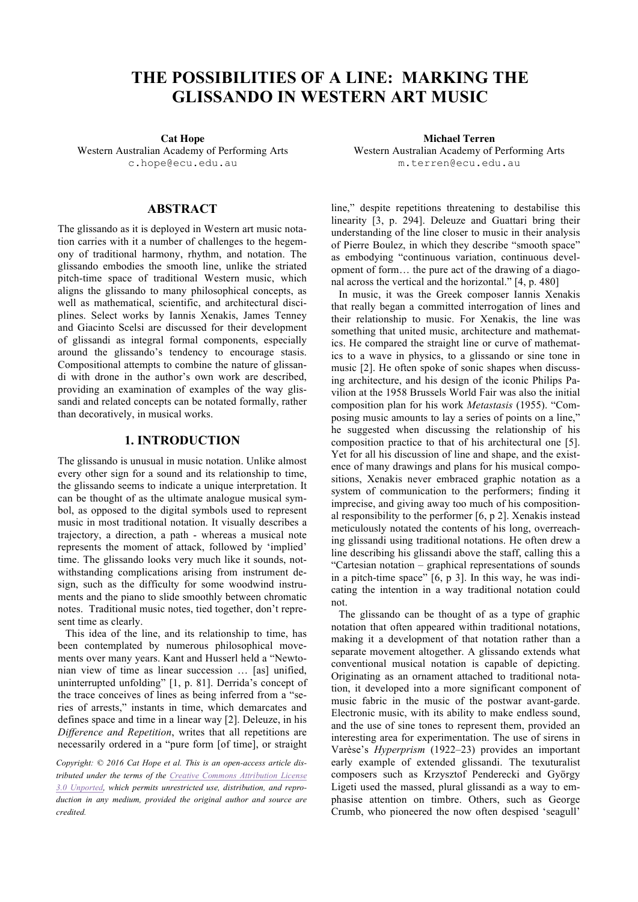# THE POSSIBILITIES OF A LINE: MARKING THE GLISSANDO IN WESTERN ART MUSIC

**Cat Hope**
Western Australian Academy of Performing Arts
c.hope@ecu.edu.au

**Michael Terren**
Western Australian Academy of Performing Arts
m.terren@ecu.edu.au

## ABSTRACT

The glissando as it is deployed in Western art music notation carries with it a number of challenges to the hegemony of traditional harmony, rhythm, and notation. The glissando embodies the smooth line, unlike the striated pitch-time space of traditional Western music, which aligns the glissando to many philosophical concepts, as well as mathematical, scientific, and architectural disciplines. Select works by Iannis Xenakis, James Tenney and Giacinto Scelsi are discussed for their development of glissandi as integral formal components, especially around the glissando's tendency to encourage stasis. Compositional attempts to combine the nature of glissandi with drone in the author's own work are described, providing an examination of examples of the way glissandi and related concepts can be notated formally, rather than decoratively, in musical works.

## 1. INTRODUCTION

The glissando is unusual in music notation. Unlike almost every other sign for a sound and its relationship to time, the glissando seems to indicate a unique interpretation. It can be thought of as the ultimate analogue musical symbol, as opposed to the digital symbols used to represent music in most traditional notation. It visually describes a trajectory, a direction, a path - whereas a musical note represents the moment of attack, followed by 'implied' time. The glissando looks very much like it sounds, notwithstanding complications arising from instrument design, such as the difficulty for some woodwind instruments and the piano to slide smoothly between chromatic notes. Traditional music notes, tied together, don't represent time as clearly.

This idea of the line, and its relationship to time, has been contemplated by numerous philosophical movements over many years. Kant and Husserl held a "Newtonian view of time as linear succession … [as] unified, uninterrupted unfolding" [1, p. 81]. Derrida's concept of the trace conceives of lines as being inferred from a "series of arrests," instants in time, which demarcates and defines space and time in a linear way [2]. Deleuze, in his *Difference and Repetition*, writes that all repetitions are necessarily ordered in a "pure form [of time], or straight line," despite repetitions threatening to destabilise this linearity [3, p. 294]. Deleuze and Guattari bring their understanding of the line closer to music in their analysis of Pierre Boulez, in which they describe "smooth space" as embodying "continuous variation, continuous development of form… the pure act of the drawing of a diagonal across the vertical and the horizontal." [4, p. 480]

In music, it was the Greek composer Iannis Xenakis that really began a committed interrogation of lines and their relationship to music. For Xenakis, the line was something that united music, architecture and mathematics. He compared the straight line or curve of mathematics to a wave in physics, to a glissando or sine tone in music [2]. He often spoke of sonic shapes when discussing architecture, and his design of the iconic Philips Pavilion at the 1958 Brussels World Fair was also the initial composition plan for his work *Metastasis* (1955). "Composing music amounts to lay a series of points on a line," he suggested when discussing the relationship of his composition practice to that of his architectural one [5]. Yet for all his discussion of line and shape, and the existence of many drawings and plans for his musical compositions, Xenakis never embraced graphic notation as a system of communication to the performers; finding it imprecise, and giving away too much of his compositional responsibility to the performer [6, p 2]. Xenakis instead meticulously notated the contents of his long, overreaching glissandi using traditional notations. He often drew a line describing his glissandi above the staff, calling this a "Cartesian notation – graphical representations of sounds in a pitch-time space" [6, p 3]. In this way, he was indicating the intention in a way traditional notation could not.

The glissando can be thought of as a type of graphic notation that often appeared within traditional notations, making it a development of that notation rather than a separate movement altogether. A glissando extends what conventional musical notation is capable of depicting. Originating as an ornament attached to traditional notation, it developed into a more significant component of music fabric in the music of the postwar avant-garde. Electronic music, with its ability to make endless sound, and the use of sine tones to represent them, provided an interesting area for experimentation. The use of sirens in Varèse's *Hyperprism* (1922–23) provides an important early example of extended glissandi. The texturalist composers such as Krzysztof Penderecki and György Ligeti used the massed, plural glissandi as a way to emphasise attention on timbre. Others, such as George Crumb, who pioneered the now often despised 'seagull'

*Copyright: © 2016 Cat Hope et al. This is an open-access article distributed under the terms of the Creative Commons Attribution License 3.0 Unported, which permits unrestricted use, distribution, and reproduction in any medium, provided the original author and source are credited.*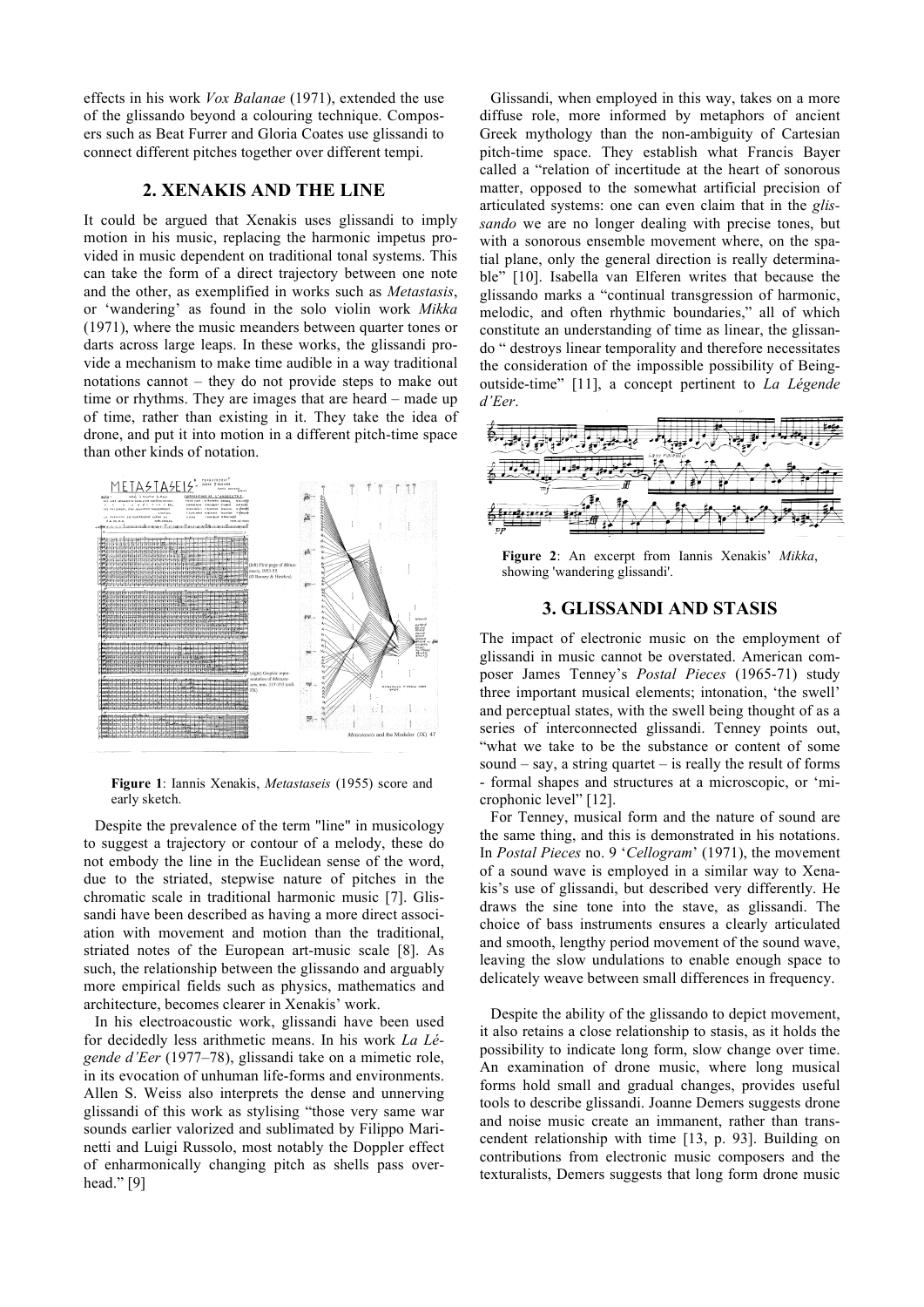effects in his work *Vox Balanae* (1971), extended the use of the glissando beyond a colouring technique. Composers such as Beat Furrer and Gloria Coates use glissandi to connect different pitches together over different tempi.

## 2. XENAKIS AND THE LINE

It could be argued that Xenakis uses glissandi to imply motion in his music, replacing the harmonic impetus provided in music dependent on traditional tonal systems. This can take the form of a direct trajectory between one note and the other, as exemplified in works such as *Metastasis*, or 'wandering' as found in the solo violin work *Mikka* (1971), where the music meanders between quarter tones or darts across large leaps. In these works, the glissandi provide a mechanism to make time audible in a way traditional notations cannot – they do not provide steps to make out time or rhythms. They are images that are heard – made up of time, rather than existing in it. They take the idea of drone, and put it into motion in a different pitch-time space than other kinds of notation.

**Figure 1**: Iannis Xenakis, *Metastaseis* (1955) score and early sketch.

Despite the prevalence of the term "line" in musicology to suggest a trajectory or contour of a melody, these do not embody the line in the Euclidean sense of the word, due to the striated, stepwise nature of pitches in the chromatic scale in traditional harmonic music [7]. Glissandi have been described as having a more direct association with movement and motion than the traditional, striated notes of the European art-music scale [8]. As such, the relationship between the glissando and arguably more empirical fields such as physics, mathematics and architecture, becomes clearer in Xenakis' work.

In his electroacoustic work, glissandi have been used for decidedly less arithmetic means. In his work *La Légende d'Eer* (1977–78), glissandi take on a mimetic role, in its evocation of unhuman life-forms and environments. Allen S. Weiss also interprets the dense and unnerving glissandi of this work as stylising "those very same war sounds earlier valorized and sublimated by Filippo Marinetti and Luigi Russolo, most notably the Doppler effect of enharmonically changing pitch as shells pass overhead." [9]

Glissandi, when employed in this way, takes on a more diffuse role, more informed by metaphors of ancient Greek mythology than the non-ambiguity of Cartesian pitch-time space. They establish what Francis Bayer called a "relation of incertitude at the heart of sonorous matter, opposed to the somewhat artificial precision of articulated systems: one can even claim that in the *glissando* we are no longer dealing with precise tones, but with a sonorous ensemble movement where, on the spatial plane, only the general direction is really determinable" [10]. Isabella van Elferen writes that because the glissando marks a "continual transgression of harmonic, melodic, and often rhythmic boundaries," all of which constitute an understanding of time as linear, the glissando " destroys linear temporality and therefore necessitates the consideration of the impossible possibility of Being-outside-time" [11], a concept pertinent to *La Légende d'Eer*.

**Figure 2**: An excerpt from Iannis Xenakis' *Mikka*, showing 'wandering glissandi'.

## 3. GLISSANDI AND STASIS

The impact of electronic music on the employment of glissandi in music cannot be overstated. American composer James Tenney's *Postal Pieces* (1965-71) study three important musical elements; intonation, 'the swell' and perceptual states, with the swell being thought of as a series of interconnected glissandi. Tenney points out, "what we take to be the substance or content of some sound – say, a string quartet – is really the result of forms - formal shapes and structures at a microscopic, or 'microphonic level" [12].

For Tenney, musical form and the nature of sound are the same thing, and this is demonstrated in his notations. In *Postal Pieces* no. 9 '*Cellogram*' (1971), the movement of a sound wave is employed in a similar way to Xenakis's use of glissandi, but described very differently. He draws the sine tone into the stave, as glissandi. The choice of bass instruments ensures a clearly articulated and smooth, lengthy period movement of the sound wave, leaving the slow undulations to enable enough space to delicately weave between small differences in frequency.

Despite the ability of the glissando to depict movement, it also retains a close relationship to stasis, as it holds the possibility to indicate long form, slow change over time. An examination of drone music, where long musical forms hold small and gradual changes, provides useful tools to describe glissandi. Joanne Demers suggests drone and noise music create an immanent, rather than transcendent relationship with time [13, p. 93]. Building on contributions from electronic music composers and the texturalists, Demers suggests that long form drone music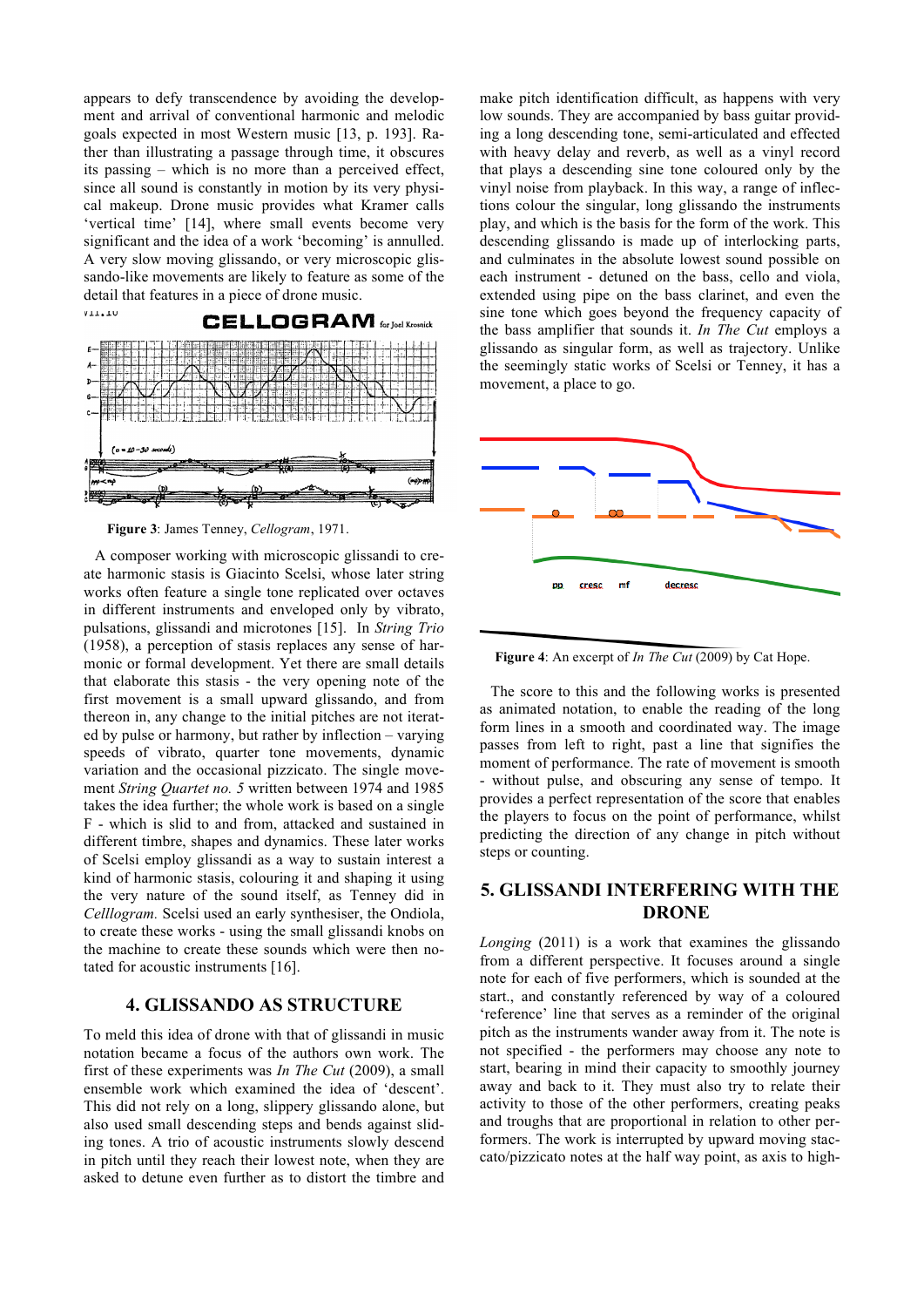appears to defy transcendence by avoiding the development and arrival of conventional harmonic and melodic goals expected in most Western music [13, p. 193]. Rather than illustrating a passage through time, it obscures its passing – which is no more than a perceived effect, since all sound is constantly in motion by its very physical makeup. Drone music provides what Kramer calls 'vertical time' [14], where small events become very significant and the idea of a work 'becoming' is annulled. A very slow moving glissando, or very microscopic glissando-like movements are likely to feature as some of the detail that features in a piece of drone music.

**Figure 3**: James Tenney, *Cellogram*, 1971.

A composer working with microscopic glissandi to create harmonic stasis is Giacinto Scelsi, whose later string works often feature a single tone replicated over octaves in different instruments and enveloped only by vibrato, pulsations, glissandi and microtones [15]. In *String Trio* (1958), a perception of stasis replaces any sense of harmonic or formal development. Yet there are small details that elaborate this stasis - the very opening note of the first movement is a small upward glissando, and from thereon in, any change to the initial pitches are not iterated by pulse or harmony, but rather by inflection – varying speeds of vibrato, quarter tone movements, dynamic variation and the occasional pizzicato. The single movement *String Quartet no. 5* written between 1974 and 1985 takes the idea further; the whole work is based on a single F - which is slid to and from, attacked and sustained in different timbre, shapes and dynamics. These later works of Scelsi employ glissandi as a way to sustain interest a kind of harmonic stasis, colouring it and shaping it using the very nature of the sound itself, as Tenney did in *Celllogram*. Scelsi used an early synthesiser, the Ondiola, to create these works - using the small glissandi knobs on the machine to create these sounds which were then notated for acoustic instruments [16].

## 4. GLISSANDO AS STRUCTURE

To meld this idea of drone with that of glissandi in music notation became a focus of the authors own work. The first of these experiments was *In The Cut* (2009), a small ensemble work which examined the idea of 'descent'. This did not rely on a long, slippery glissando alone, but also used small descending steps and bends against sliding tones. A trio of acoustic instruments slowly descend in pitch until they reach their lowest note, when they are asked to detune even further as to distort the timbre and make pitch identification difficult, as happens with very low sounds. They are accompanied by bass guitar providing a long descending tone, semi-articulated and effected with heavy delay and reverb, as well as a vinyl record that plays a descending sine tone coloured only by the vinyl noise from playback. In this way, a range of inflections colour the singular, long glissando the instruments play, and which is the basis for the form of the work. This descending glissando is made up of interlocking parts, and culminates in the absolute lowest sound possible on each instrument - detuned on the bass, cello and viola, extended using pipe on the bass clarinet, and even the sine tone which goes beyond the frequency capacity of the bass amplifier that sounds it. *In The Cut* employs a glissando as singular form, as well as trajectory. Unlike the seemingly static works of Scelsi or Tenney, it has a movement, a place to go.

**Figure 4**: An excerpt of *In The Cut* (2009) by Cat Hope.

The score to this and the following works is presented as animated notation, to enable the reading of the long form lines in a smooth and coordinated way. The image passes from left to right, past a line that signifies the moment of performance. The rate of movement is smooth - without pulse, and obscuring any sense of tempo. It provides a perfect representation of the score that enables the players to focus on the point of performance, whilst predicting the direction of any change in pitch without steps or counting.

## 5. GLISSANDI INTERFERING WITH THE DRONE

*Longing* (2011) is a work that examines the glissando from a different perspective. It focuses around a single note for each of five performers, which is sounded at the start., and constantly referenced by way of a coloured 'reference' line that serves as a reminder of the original pitch as the instruments wander away from it. The note is not specified - the performers may choose any note to start, bearing in mind their capacity to smoothly journey away and back to it. They must also try to relate their activity to those of the other performers, creating peaks and troughs that are proportional in relation to other performers. The work is interrupted by upward moving staccato/pizzicato notes at the half way point, as axis to high-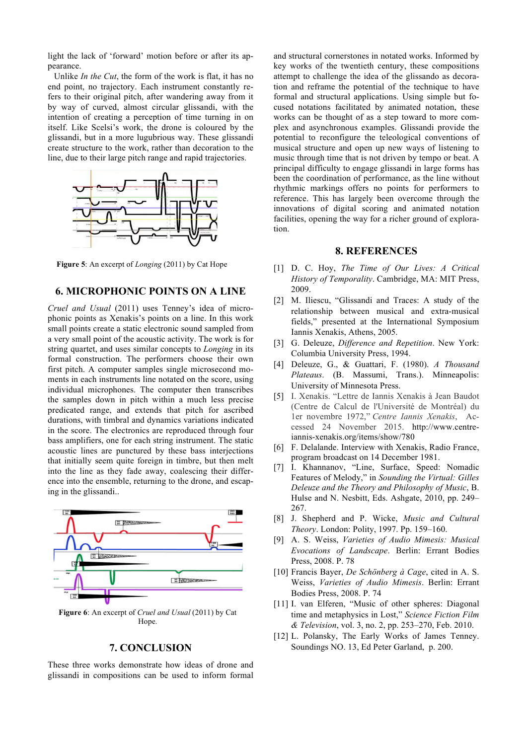light the lack of 'forward' motion before or after its appearance.

Unlike *In the Cut*, the form of the work is flat, it has no end point, no trajectory. Each instrument constantly refers to their original pitch, after wandering away from it by way of curved, almost circular glissandi, with the intention of creating a perception of time turning in on itself. Like Scelsi's work, the drone is coloured by the glissandi, but in a more lugubrious way. These glissandi create structure to the work, rather than decoration to the line, due to their large pitch range and rapid trajectories.

**Figure 5**: An excerpt of *Longing* (2011) by Cat Hope

## 6. MICROPHONIC POINTS ON A LINE

*Cruel and Usual* (2011) uses Tenney's idea of microphonic points as Xenakis's points on a line. In this work small points create a static electronic sound sampled from a very small point of the acoustic activity. The work is for string quartet, and uses similar concepts to *Longing* in its formal construction. The performers choose their own first pitch. A computer samples single microsecond moments in each instruments line notated on the score, using individual microphones. The computer then transcribes the samples down in pitch within a much less precise predicated range, and extends that pitch for ascribed durations, with timbral and dynamics variations indicated in the score. The electronics are reproduced through four bass amplifiers, one for each string instrument. The static acoustic lines are punctured by these bass interjections that initially seem quite foreign in timbre, but then melt into the line as they fade away, coalescing their difference into the ensemble, returning to the drone, and escaping in the glissandi..

**Figure 6**: An excerpt of *Cruel and Usual* (2011) by Cat Hope.

## 7. CONCLUSION

These three works demonstrate how ideas of drone and glissandi in compositions can be used to inform formal and structural cornerstones in notated works. Informed by key works of the twentieth century, these compositions attempt to challenge the idea of the glissando as decoration and reframe the potential of the technique to have formal and structural applications. Using simple but focused notations facilitated by animated notation, these works can be thought of as a step toward to more complex and asynchronous examples. Glissandi provide the potential to reconfigure the teleological conventions of musical structure and open up new ways of listening to music through time that is not driven by tempo or beat. A principal difficulty to engage glissandi in large forms has been the coordination of performance, as the line without rhythmic markings offers no points for performers to reference. This has largely been overcome through the innovations of digital scoring and animated notation facilities, opening the way for a richer ground of exploration.

## 8. REFERENCES

[1] D. C. Hoy, *The Time of Our Lives: A Critical History of Temporality*. Cambridge, MA: MIT Press, 2009.

[2] M. Iliescu, "Glissandi and Traces: A study of the relationship between musical and extra-musical fields," presented at the International Symposium Iannis Xenakis, Athens, 2005.

[3] G. Deleuze, *Difference and Repetition*. New York: Columbia University Press, 1994.

[4] Deleuze, G., & Guattari, F. (1980). *A Thousand Plateaus*. (B. Massumi, Trans.). Minneapolis: University of Minnesota Press.

[5] I. Xenakis. "Lettre de Iannis Xenakis à Jean Baudot (Centre de Calcul de l'Université de Montréal) du 1er novembre 1972," *Centre Iannis Xenakis*, Accessed 24 November 2015. http://www.centre-iannis-xenakis.org/items/show/780

[6] F. Delalande. Interview with Xenakis, Radio France, program broadcast on 14 December 1981.

[7] I. Khannanov, "Line, Surface, Speed: Nomadic Features of Melody," in *Sounding the Virtual: Gilles Deleuze and the Theory and Philosophy of Music*, B. Hulse and N. Nesbitt, Eds. Ashgate, 2010, pp. 249–267.

[8] J. Shepherd and P. Wicke, *Music and Cultural Theory*. London: Polity, 1997. Pp. 159–160.

[9] A. S. Weiss, *Varieties of Audio Mimesis: Musical Evocations of Landscape*. Berlin: Errant Bodies Press, 2008. P. 78

[10] Francis Bayer, *De Schönberg à Cage*, cited in A. S. Weiss, *Varieties of Audio Mimesis*. Berlin: Errant Bodies Press, 2008. P. 74

[11] I. van Elferen, "Music of other spheres: Diagonal time and metaphysics in Lost," *Science Fiction Film & Television*, vol. 3, no. 2, pp. 253–270, Feb. 2010.

[12] L. Polansky, The Early Works of James Tenney. Soundings NO. 13, Ed Peter Garland, p. 200.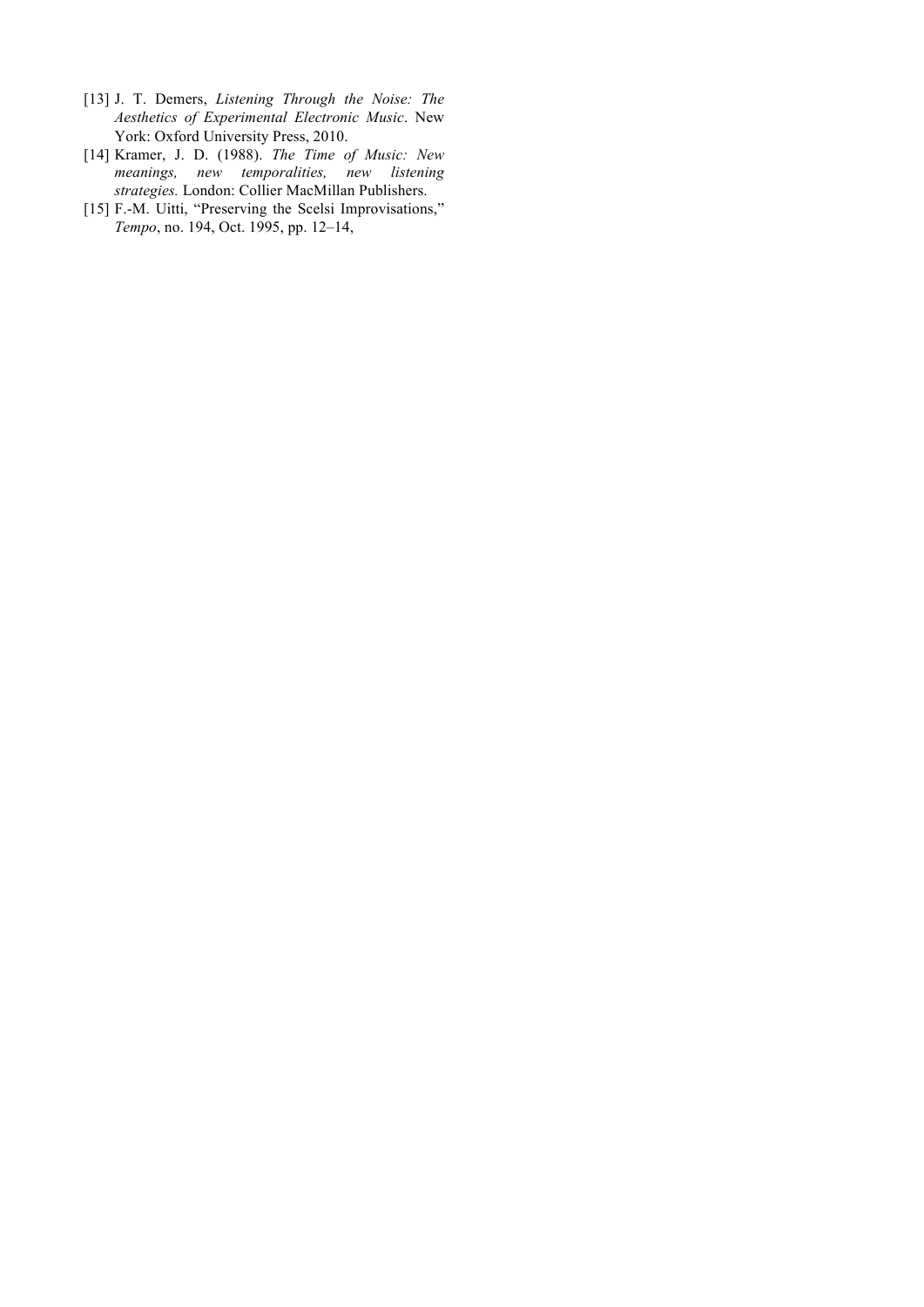[13] J. T. Demers, *Listening Through the Noise: The Aesthetics of Experimental Electronic Music*. New York: Oxford University Press, 2010.

[14] Kramer, J. D. (1988). *The Time of Music: New meanings, new temporalities, new listening strategies.* London: Collier MacMillan Publishers.

[15] F.-M. Uitti, "Preserving the Scelsi Improvisations," *Tempo*, no. 194, Oct. 1995, pp. 12–14,